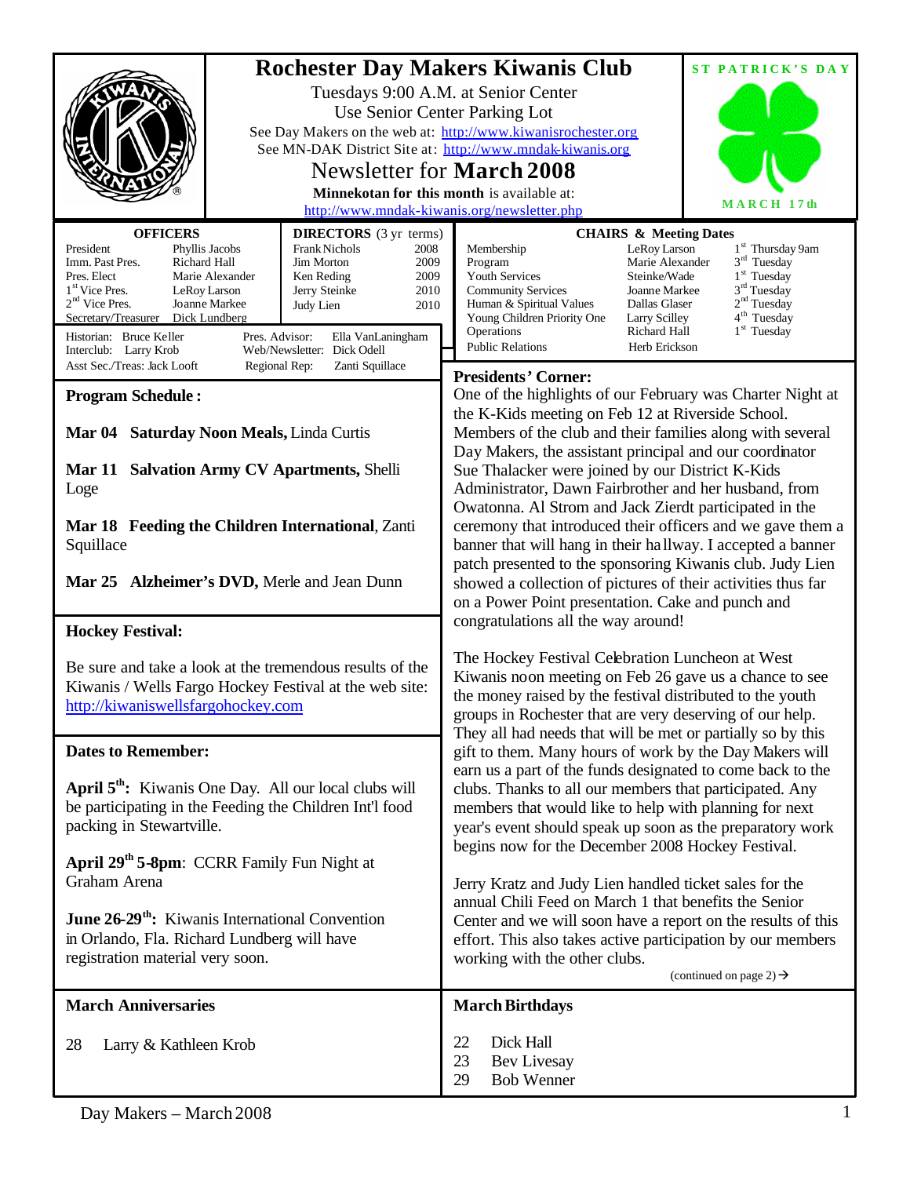# Rochester Day Makers Kiwanis Club

Tuesdays 9:00 A.M. at Senior Center
Use Senior Center Parking Lot
See Day Makers on the web at: http://www.kiwanisrochester.org
See MN-DAK District Site at: http://www.mndak-kiwanis.org

## Newsletter for **March 2008**

**Minnekotan for this month** is available at:
http://www.mndak-kiwanis.org/newsletter.php

**ST PATRICK'S DAY**
**MARCH 17th**

### OFFICERS

| | |
|---|---|
| President | Phyllis Jacobs |
| Imm. Past Pres. | Richard Hall |
| Pres. Elect | Marie Alexander |
| 1st Vice Pres. | LeRoy Larson |
| 2nd Vice Pres. | Joanne Markee |
| Secretary/Treasurer | Dick Lundberg |

### DIRECTORS (3 yr terms)

| | |
|---|---|
| Frank Nichols | 2008 |
| Jim Morton | 2009 |
| Ken Reding | 2009 |
| Jerry Steinke | 2010 |
| Judy Lien | 2010 |

Historian: Bruce Keller
Interclub: Larry Krob
Asst Sec./Treas: Jack Looft
Pres. Advisor: Ella VanLaningham
Web/Newsletter: Dick Odell
Regional Rep: Zanti Squillace

### CHAIRS & Meeting Dates

| | | |
|---|---|---|
| Membership | LeRoy Larson | 1st Thursday 9am |
| Program | Marie Alexander | 3rd Tuesday |
| Youth Services | Steinke/Wade | 1st Tuesday |
| Community Services | Joanne Markee | 3rd Tuesday |
| Human & Spiritual Values | Dallas Glaser | 2nd Tuesday |
| Young Children Priority One | Larry Scilley | 4th Tuesday |
| Operations | Richard Hall | 1st Tuesday |
| Public Relations | Herb Erickson | |

### Program Schedule :

**Mar 04 Saturday Noon Meals,** Linda Curtis

**Mar 11 Salvation Army CV Apartments,** Shelli Loge

**Mar 18 Feeding the Children International**, Zanti Squillace

**Mar 25 Alzheimer's DVD,** Merle and Jean Dunn

### Hockey Festival:

Be sure and take a look at the tremendous results of the Kiwanis / Wells Fargo Hockey Festival at the web site: http://kiwaniswellsfargohockey.com

### Dates to Remember:

**April 5th:** Kiwanis One Day. All our local clubs will be participating in the Feeding the Children Int'l food packing in Stewartville.

**April 29th 5-8pm**: CCRR Family Fun Night at Graham Arena

**June 26-29th:** Kiwanis International Convention in Orlando, Fla. Richard Lundberg will have registration material very soon.

### Presidents' Corner:

One of the highlights of our February was Charter Night at the K-Kids meeting on Feb 12 at Riverside School. Members of the club and their families along with several Day Makers, the assistant principal and our coordinator Sue Thalacker were joined by our District K-Kids Administrator, Dawn Fairbrother and her husband, from Owatonna. Al Strom and Jack Zierdt participated in the ceremony that introduced their officers and we gave them a banner that will hang in their hallway. I accepted a banner patch presented to the sponsoring Kiwanis club. Judy Lien showed a collection of pictures of their activities thus far on a Power Point presentation. Cake and punch and congratulations all the way around!

The Hockey Festival Celebration Luncheon at West Kiwanis noon meeting on Feb 26 gave us a chance to see the money raised by the festival distributed to the youth groups in Rochester that are very deserving of our help. They all had needs that will be met or partially so by this gift to them. Many hours of work by the Day Makers will earn us a part of the funds designated to come back to the clubs. Thanks to all our members that participated. Any members that would like to help with planning for next year's event should speak up soon as the preparatory work begins now for the December 2008 Hockey Festival.

Jerry Kratz and Judy Lien handled ticket sales for the annual Chili Feed on March 1 that benefits the Senior Center and we will soon have a report on the results of this effort. This also takes active participation by our members working with the other clubs.

(continued on page 2) →

### March Anniversaries

28 Larry & Kathleen Krob

### March Birthdays

22 Dick Hall
23 Bev Livesay
29 Bob Wenner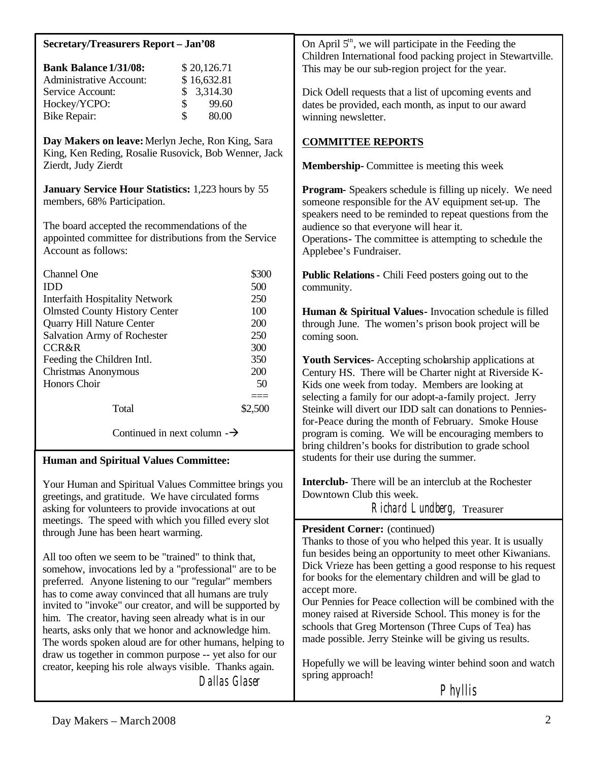**Secretary/Treasurers Report – Jan'08**

| | |
|---|---|
| **Bank Balance 1/31/08:** | $ 20,126.71 |
| Administrative Account: | $ 16,632.81 |
| Service Account: | $ 3,314.30 |
| Hockey/YCPO: | $ 99.60 |
| Bike Repair: | $ 80.00 |

**Day Makers on leave:** Merlyn Jeche, Ron King, Sara King, Ken Reding, Rosalie Rusovick, Bob Wenner, Jack Zierdt, Judy Zierdt

**January Service Hour Statistics:** 1,223 hours by 55 members, 68% Participation.

The board accepted the recommendations of the appointed committee for distributions from the Service Account as follows:

| | |
|---|---|
| Channel One | $300 |
| IDD | 500 |
| Interfaith Hospitality Network | 250 |
| Olmsted County History Center | 100 |
| Quarry Hill Nature Center | 200 |
| Salvation Army of Rochester | 250 |
| CCR&R | 300 |
| Feeding the Children Intl. | 350 |
| Christmas Anonymous | 200 |
| Honors Choir | 50 |
| | === |
| Total | $2,500 |

Continued in next column →

On April 5th, we will participate in the Feeding the Children International food packing project in Stewartville. This may be our sub-region project for the year.

Dick Odell requests that a list of upcoming events and dates be provided, each month, as input to our award winning newsletter.

## COMMITTEE REPORTS

**Membership-** Committee is meeting this week

**Program-** Speakers schedule is filling up nicely. We need someone responsible for the AV equipment set-up. The speakers need to be reminded to repeat questions from the audience so that everyone will hear it.
Operations- The committee is attempting to schedule the Applebee's Fundraiser.

**Public Relations -** Chili Feed posters going out to the community.

**Human & Spiritual Values-** Invocation schedule is filled through June. The women's prison book project will be coming soon.

**Youth Services-** Accepting scholarship applications at Century HS. There will be Charter night at Riverside K-Kids one week from today. Members are looking at selecting a family for our adopt-a-family project. Jerry Steinke will divert our IDD salt can donations to Pennies-for-Peace during the month of February. Smoke House program is coming. We will be encouraging members to bring children's books for distribution to grade school students for their use during the summer.

**Interclub-** There will be an interclub at the Rochester Downtown Club this week.

*Richard Lundberg,* Treasurer

**Human and Spiritual Values Committee:**

Your Human and Spiritual Values Committee brings you greetings, and gratitude. We have circulated forms asking for volunteers to provide invocations at out meetings. The speed with which you filled every slot through June has been heart warming.

All too often we seem to be "trained" to think that, somehow, invocations led by a "professional" are to be preferred. Anyone listening to our "regular" members has to come away convinced that all humans are truly invited to "invoke" our creator, and will be supported by him. The creator, having seen already what is in our hearts, asks only that we honor and acknowledge him. The words spoken aloud are for other humans, helping to draw us together in common purpose -- yet also for our creator, keeping his role always visible. Thanks again.

*Dallas Glaser*

**President Corner:** (continued)
Thanks to those of you who helped this year. It is usually fun besides being an opportunity to meet other Kiwanians. Dick Vrieze has been getting a good response to his request for books for the elementary children and will be glad to accept more.
Our Pennies for Peace collection will be combined with the money raised at Riverside School. This money is for the schools that Greg Mortenson (Three Cups of Tea) has made possible. Jerry Steinke will be giving us results.

Hopefully we will be leaving winter behind soon and watch spring approach!

*Phyllis*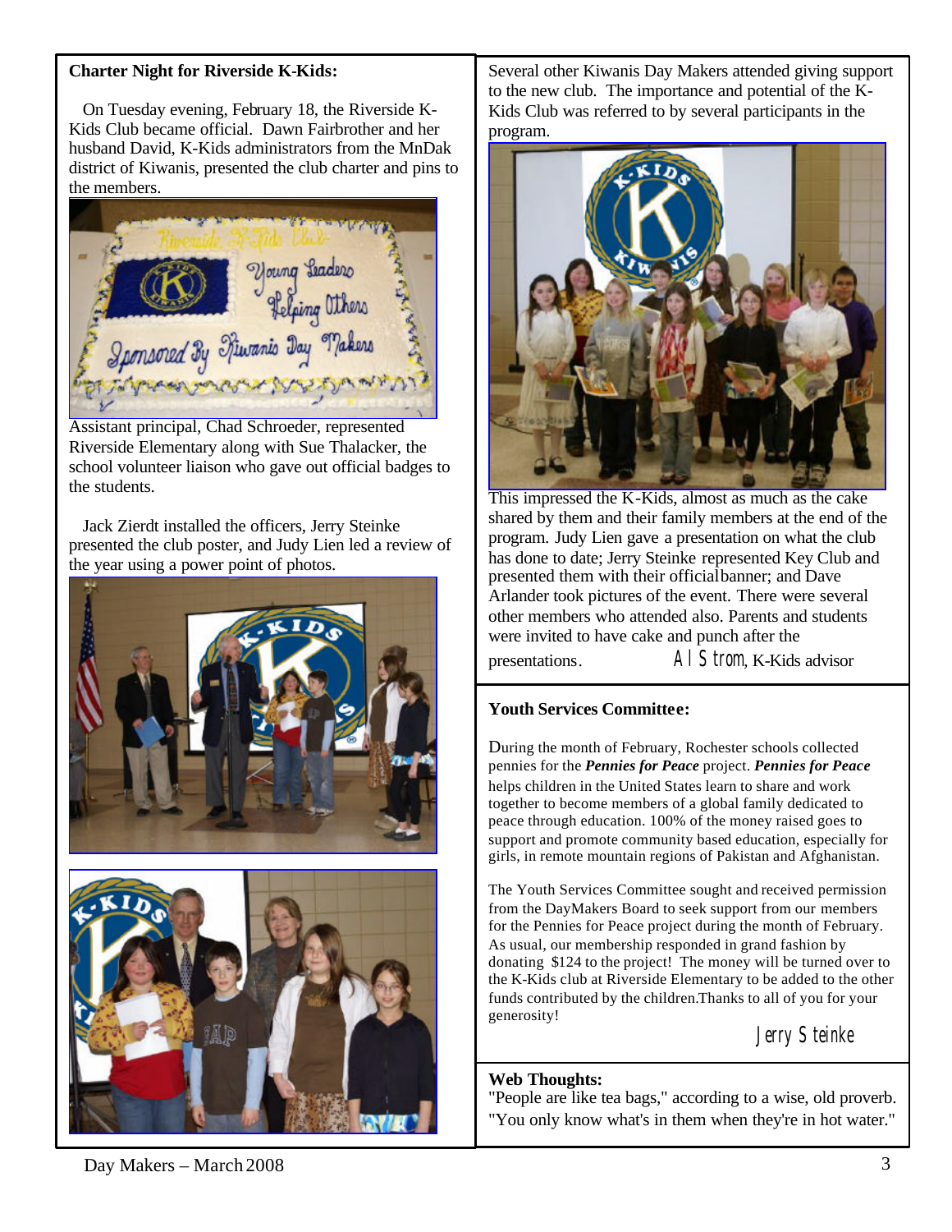## Charter Night for Riverside K-Kids:

On Tuesday evening, February 18, the Riverside K-Kids Club became official. Dawn Fairbrother and her husband David, K-Kids administrators from the MnDak district of Kiwanis, presented the club charter and pins to the members.

Assistant principal, Chad Schroeder, represented Riverside Elementary along with Sue Thalacker, the school volunteer liaison who gave out official badges to the students.

Jack Zierdt installed the officers, Jerry Steinke presented the club poster, and Judy Lien led a review of the year using a power point of photos.

Several other Kiwanis Day Makers attended giving support to the new club. The importance and potential of the K-Kids Club was referred to by several participants in the program.

This impressed the K-Kids, almost as much as the cake shared by them and their family members at the end of the program. Judy Lien gave a presentation on what the club has done to date; Jerry Steinke represented Key Club and presented them with their official banner; and Dave Arlander took pictures of the event. There were several other members who attended also. Parents and students were invited to have cake and punch after the presentations.

Al Strom, K-Kids advisor

## Youth Services Committee:

During the month of February, Rochester schools collected pennies for the ***Pennies for Peace*** project. ***Pennies for Peace*** helps children in the United States learn to share and work together to become members of a global family dedicated to peace through education. 100% of the money raised goes to support and promote community based education, especially for girls, in remote mountain regions of Pakistan and Afghanistan.

The Youth Services Committee sought and received permission from the DayMakers Board to seek support from our members for the Pennies for Peace project during the month of February. As usual, our membership responded in grand fashion by donating $124 to the project! The money will be turned over to the K-Kids club at Riverside Elementary to be added to the other funds contributed by the children. Thanks to all of you for your generosity!

Jerry Steinke

## Web Thoughts:

"People are like tea bags," according to a wise, old proverb. "You only know what's in them when they're in hot water."